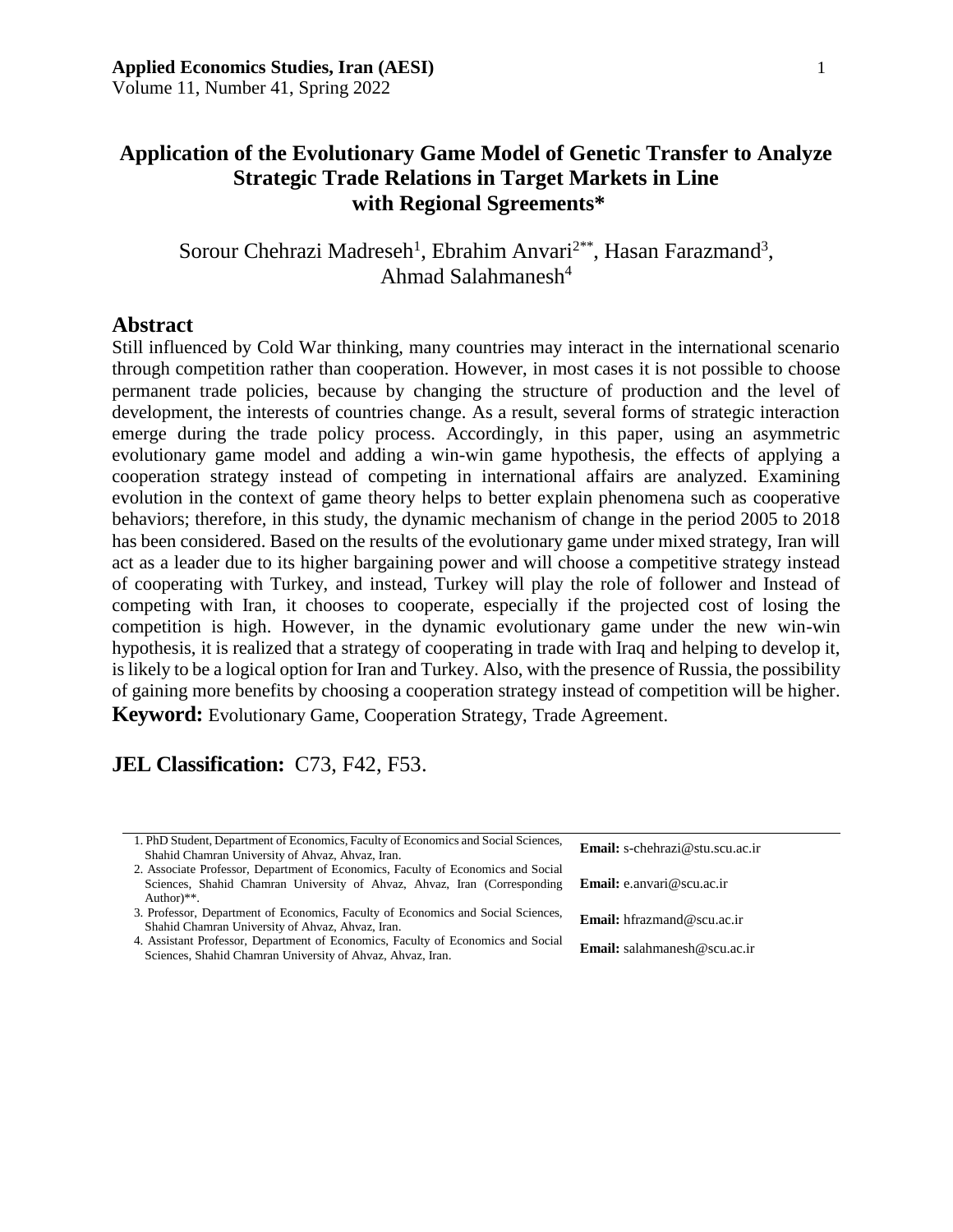# Application of the Evolutionary Game Model of Genetic Transfer to Analyze Strategic Trade Relations in Target Markets in Line with Regional Sgreements*

Sorour Chehrazi Madreseh[1], Ebrahim Anvari[2**], Hasan Farazmand[3], Ahmad Salahmanesh[4]

## Abstract

Still influenced by Cold War thinking, many countries may interact in the international scenario through competition rather than cooperation. However, in most cases it is not possible to choose permanent trade policies, because by changing the structure of production and the level of development, the interests of countries change. As a result, several forms of strategic interaction emerge during the trade policy process. Accordingly, in this paper, using an asymmetric evolutionary game model and adding a win-win game hypothesis, the effects of applying a cooperation strategy instead of competing in international affairs are analyzed. Examining evolution in the context of game theory helps to better explain phenomena such as cooperative behaviors; therefore, in this study, the dynamic mechanism of change in the period 2005 to 2018 has been considered. Based on the results of the evolutionary game under mixed strategy, Iran will act as a leader due to its higher bargaining power and will choose a competitive strategy instead of cooperating with Turkey, and instead, Turkey will play the role of follower and Instead of competing with Iran, it chooses to cooperate, especially if the projected cost of losing the competition is high. However, in the dynamic evolutionary game under the new win-win hypothesis, it is realized that a strategy of cooperating in trade with Iraq and helping to develop it, is likely to be a logical option for Iran and Turkey. Also, with the presence of Russia, the possibility of gaining more benefits by choosing a cooperation strategy instead of competition will be higher.

**Keyword:** Evolutionary Game, Cooperation Strategy, Trade Agreement.

**JEL Classification:** C73, F42, F53.

---

1. PhD Student, Department of Economics, Faculty of Economics and Social Sciences, Shahid Chamran University of Ahvaz, Ahvaz, Iran. **Email:** s-chehrazi@stu.scu.ac.ir
2. Associate Professor, Department of Economics, Faculty of Economics and Social Sciences, Shahid Chamran University of Ahvaz, Ahvaz, Iran (Corresponding Author)**. **Email:** e.anvari@scu.ac.ir
3. Professor, Department of Economics, Faculty of Economics and Social Sciences, Shahid Chamran University of Ahvaz, Ahvaz, Iran. **Email:** hfrazmand@scu.ac.ir
4. Assistant Professor, Department of Economics, Faculty of Economics and Social Sciences, Shahid Chamran University of Ahvaz, Ahvaz, Iran. **Email:** salahmanesh@scu.ac.ir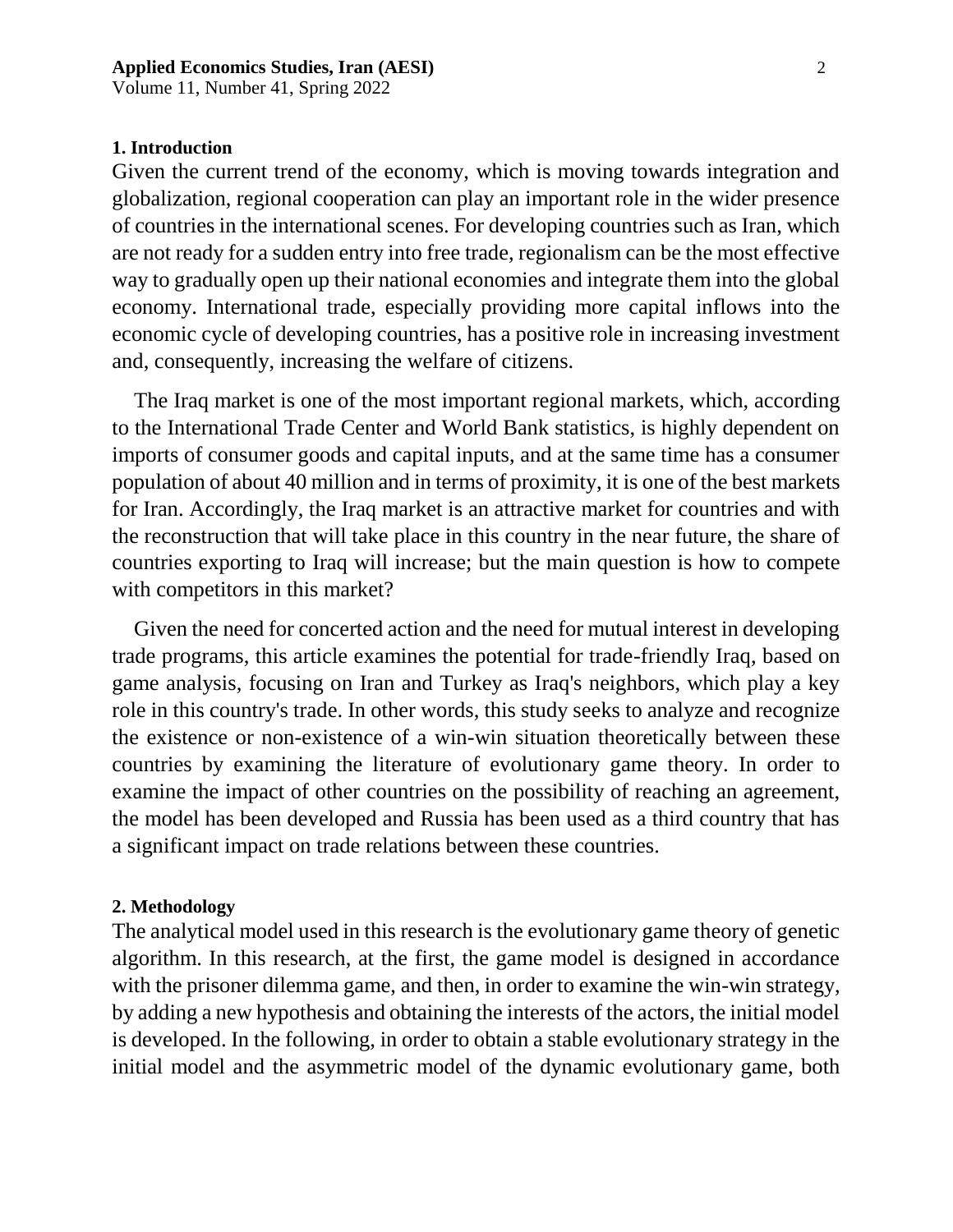## 1. Introduction

Given the current trend of the economy, which is moving towards integration and globalization, regional cooperation can play an important role in the wider presence of countries in the international scenes. For developing countries such as Iran, which are not ready for a sudden entry into free trade, regionalism can be the most effective way to gradually open up their national economies and integrate them into the global economy. International trade, especially providing more capital inflows into the economic cycle of developing countries, has a positive role in increasing investment and, consequently, increasing the welfare of citizens.

The Iraq market is one of the most important regional markets, which, according to the International Trade Center and World Bank statistics, is highly dependent on imports of consumer goods and capital inputs, and at the same time has a consumer population of about 40 million and in terms of proximity, it is one of the best markets for Iran. Accordingly, the Iraq market is an attractive market for countries and with the reconstruction that will take place in this country in the near future, the share of countries exporting to Iraq will increase; but the main question is how to compete with competitors in this market?

Given the need for concerted action and the need for mutual interest in developing trade programs, this article examines the potential for trade-friendly Iraq, based on game analysis, focusing on Iran and Turkey as Iraq's neighbors, which play a key role in this country's trade. In other words, this study seeks to analyze and recognize the existence or non-existence of a win-win situation theoretically between these countries by examining the literature of evolutionary game theory. In order to examine the impact of other countries on the possibility of reaching an agreement, the model has been developed and Russia has been used as a third country that has a significant impact on trade relations between these countries.

## 2. Methodology

The analytical model used in this research is the evolutionary game theory of genetic algorithm. In this research, at the first, the game model is designed in accordance with the prisoner dilemma game, and then, in order to examine the win-win strategy, by adding a new hypothesis and obtaining the interests of the actors, the initial model is developed. In the following, in order to obtain a stable evolutionary strategy in the initial model and the asymmetric model of the dynamic evolutionary game, both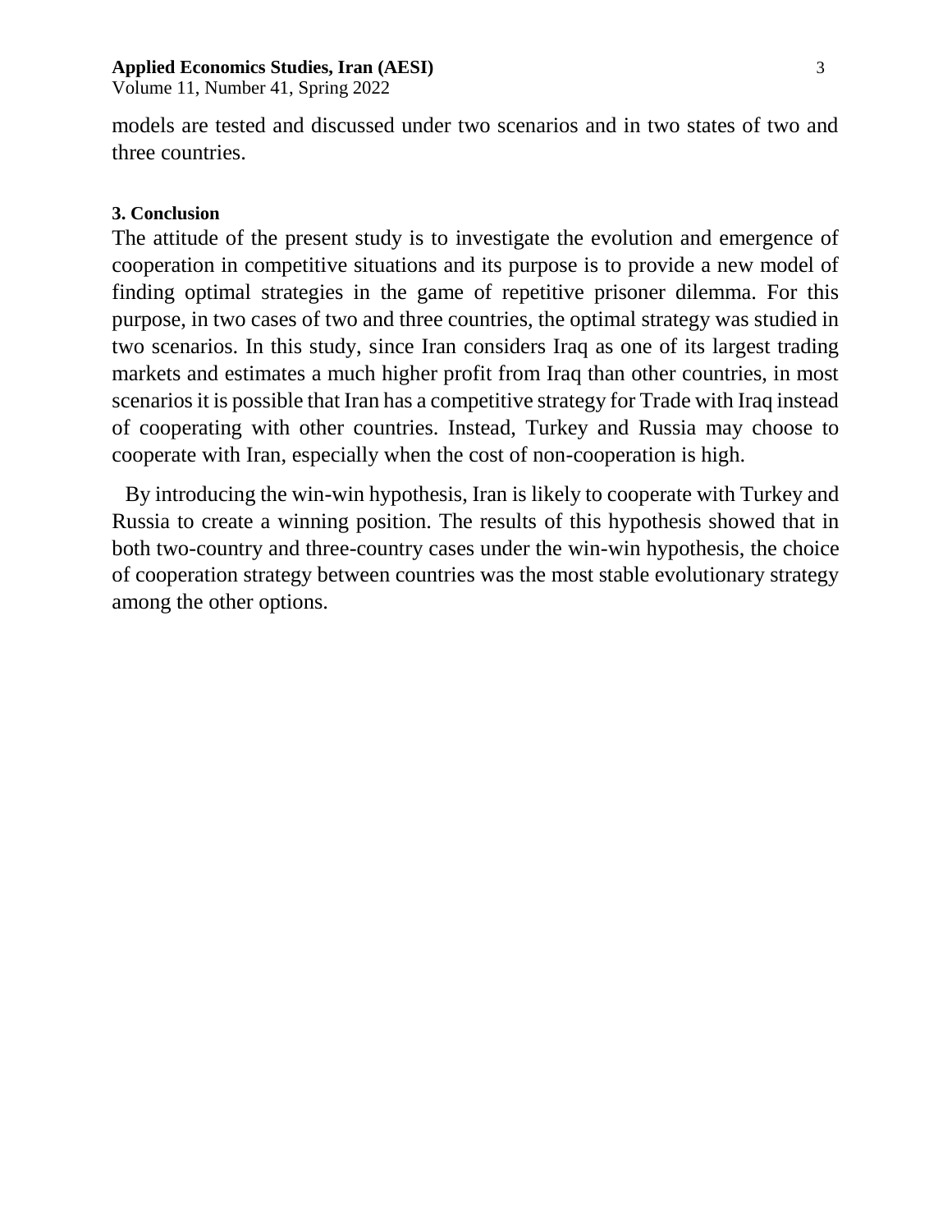models are tested and discussed under two scenarios and in two states of two and three countries.

### 3. Conclusion

The attitude of the present study is to investigate the evolution and emergence of cooperation in competitive situations and its purpose is to provide a new model of finding optimal strategies in the game of repetitive prisoner dilemma. For this purpose, in two cases of two and three countries, the optimal strategy was studied in two scenarios. In this study, since Iran considers Iraq as one of its largest trading markets and estimates a much higher profit from Iraq than other countries, in most scenarios it is possible that Iran has a competitive strategy for Trade with Iraq instead of cooperating with other countries. Instead, Turkey and Russia may choose to cooperate with Iran, especially when the cost of non-cooperation is high.

By introducing the win-win hypothesis, Iran is likely to cooperate with Turkey and Russia to create a winning position. The results of this hypothesis showed that in both two-country and three-country cases under the win-win hypothesis, the choice of cooperation strategy between countries was the most stable evolutionary strategy among the other options.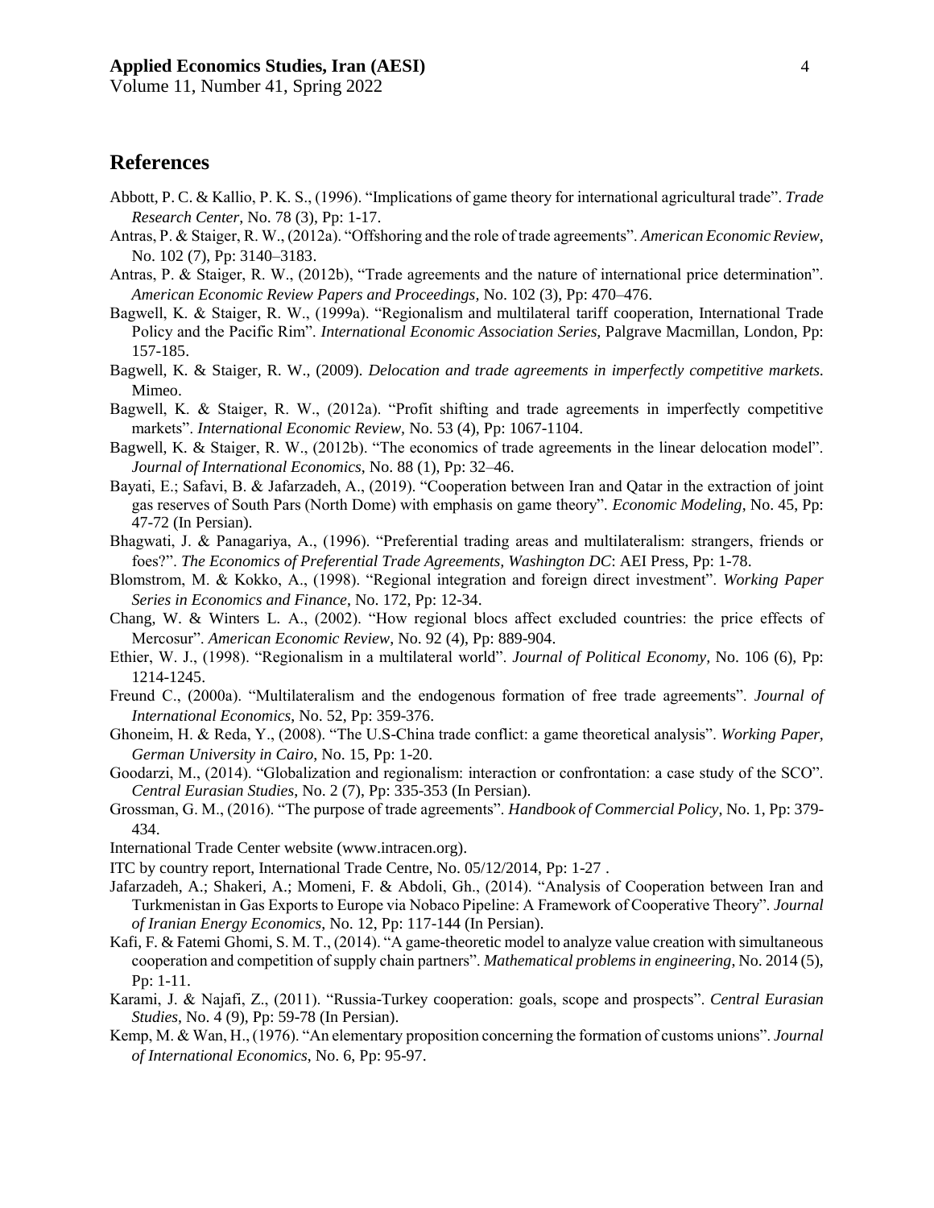## References

Abbott, P. C. & Kallio, P. K. S., (1996). "Implications of game theory for international agricultural trade". *Trade Research Center*, No. 78 (3), Pp: 1-17.

Antras, P. & Staiger, R. W., (2012a). "Offshoring and the role of trade agreements". *American Economic Review*, No. 102 (7), Pp: 3140–3183.

Antras, P. & Staiger, R. W., (2012b), "Trade agreements and the nature of international price determination". *American Economic Review Papers and Proceedings*, No. 102 (3), Pp: 470–476.

Bagwell, K. & Staiger, R. W., (1999a). "Regionalism and multilateral tariff cooperation, International Trade Policy and the Pacific Rim". *International Economic Association Series*, Palgrave Macmillan, London, Pp: 157-185.

Bagwell, K. & Staiger, R. W., (2009). *Delocation and trade agreements in imperfectly competitive markets*. Mimeo.

Bagwell, K. & Staiger, R. W., (2012a). "Profit shifting and trade agreements in imperfectly competitive markets". *International Economic Review*, No. 53 (4), Pp: 1067-1104.

Bagwell, K. & Staiger, R. W., (2012b). "The economics of trade agreements in the linear delocation model". *Journal of International Economics*, No. 88 (1), Pp: 32–46.

Bayati, E.; Safavi, B. & Jafarzadeh, A., (2019). "Cooperation between Iran and Qatar in the extraction of joint gas reserves of South Pars (North Dome) with emphasis on game theory". *Economic Modeling*, No. 45, Pp: 47-72 (In Persian).

Bhagwati, J. & Panagariya, A., (1996). "Preferential trading areas and multilateralism: strangers, friends or foes?". *The Economics of Preferential Trade Agreements, Washington DC*: AEI Press, Pp: 1-78.

Blomstrom, M. & Kokko, A., (1998). "Regional integration and foreign direct investment". *Working Paper Series in Economics and Finance*, No. 172, Pp: 12-34.

Chang, W. & Winters L. A., (2002). "How regional blocs affect excluded countries: the price effects of Mercosur". *American Economic Review*, No. 92 (4), Pp: 889-904.

Ethier, W. J., (1998). "Regionalism in a multilateral world". *Journal of Political Economy*, No. 106 (6), Pp: 1214-1245.

Freund C., (2000a). "Multilateralism and the endogenous formation of free trade agreements". *Journal of International Economics*, No. 52, Pp: 359-376.

Ghoneim, H. & Reda, Y., (2008). "The U.S-China trade conflict: a game theoretical analysis". *Working Paper, German University in Cairo*, No. 15, Pp: 1-20.

Goodarzi, M., (2014). "Globalization and regionalism: interaction or confrontation: a case study of the SCO". *Central Eurasian Studies*, No. 2 (7), Pp: 335-353 (In Persian).

Grossman, G. M., (2016). "The purpose of trade agreements". *Handbook of Commercial Policy*, No. 1, Pp: 379-434.

International Trade Center website (www.intracen.org).

ITC by country report, International Trade Centre, No. 05/12/2014, Pp: 1-27 .

Jafarzadeh, A.; Shakeri, A.; Momeni, F. & Abdoli, Gh., (2014). "Analysis of Cooperation between Iran and Turkmenistan in Gas Exports to Europe via Nobaco Pipeline: A Framework of Cooperative Theory". *Journal of Iranian Energy Economics*, No. 12, Pp: 117-144 (In Persian).

Kafi, F. & Fatemi Ghomi, S. M. T., (2014). "A game-theoretic model to analyze value creation with simultaneous cooperation and competition of supply chain partners". *Mathematical problems in engineering*, No. 2014 (5), Pp: 1-11.

Karami, J. & Najafi, Z., (2011). "Russia-Turkey cooperation: goals, scope and prospects". *Central Eurasian Studies*, No. 4 (9), Pp: 59-78 (In Persian).

Kemp, M. & Wan, H., (1976). "An elementary proposition concerning the formation of customs unions". *Journal of International Economics*, No. 6, Pp: 95-97.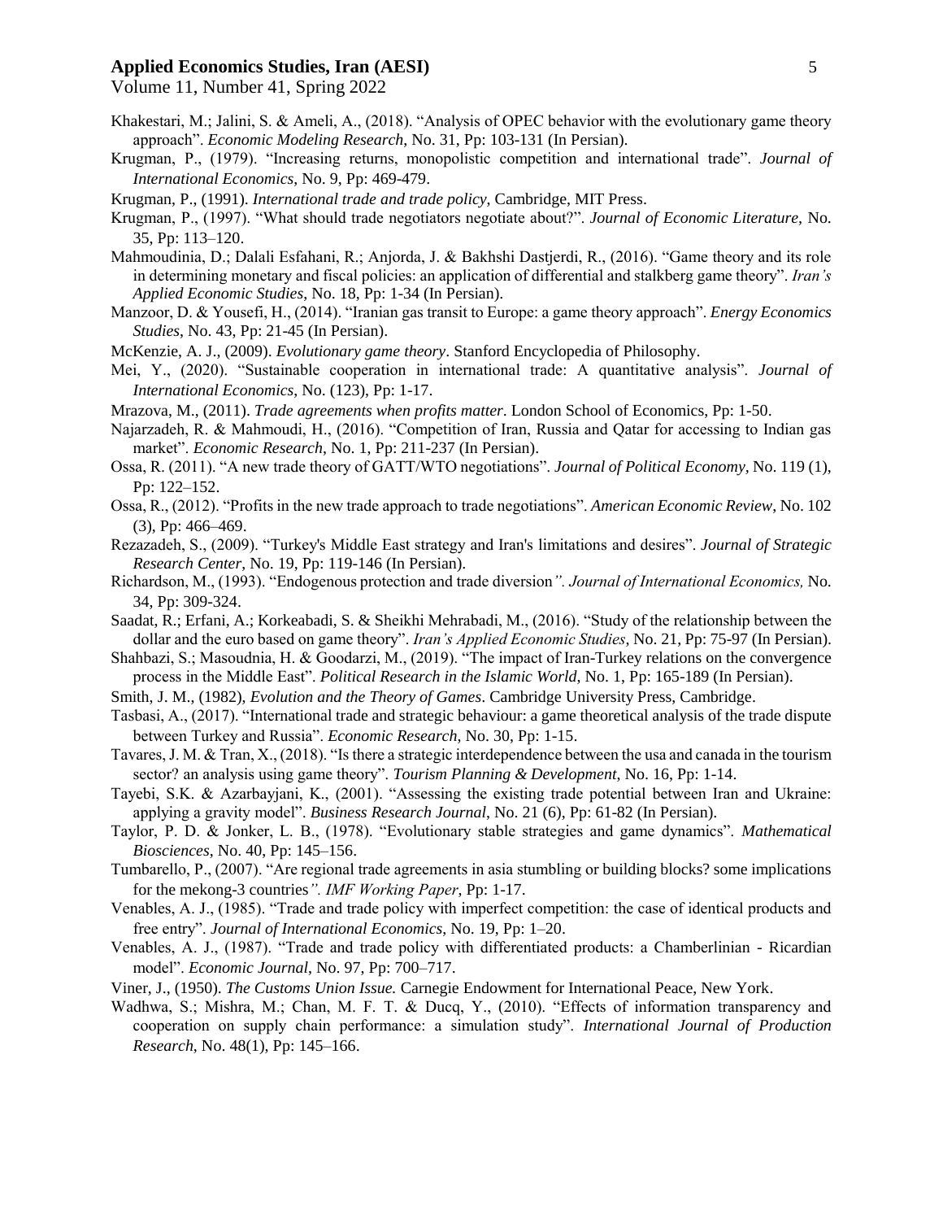Khakestari, M.; Jalini, S. & Ameli, A., (2018). "Analysis of OPEC behavior with the evolutionary game theory approach". *Economic Modeling Research*, No. 31, Pp: 103-131 (In Persian).

Krugman, P., (1979). "Increasing returns, monopolistic competition and international trade". *Journal of International Economics*, No. 9, Pp: 469-479.

Krugman, P., (1991). *International trade and trade policy*, Cambridge, MIT Press.

Krugman, P., (1997). "What should trade negotiators negotiate about?". *Journal of Economic Literature*, No. 35, Pp: 113–120.

Mahmoudinia, D.; Dalali Esfahani, R.; Anjorda, J. & Bakhshi Dastjerdi, R., (2016). "Game theory and its role in determining monetary and fiscal policies: an application of differential and stalkberg game theory". *Iran's Applied Economic Studies*, No. 18, Pp: 1-34 (In Persian).

Manzoor, D. & Yousefi, H., (2014). "Iranian gas transit to Europe: a game theory approach". *Energy Economics Studies*, No. 43, Pp: 21-45 (In Persian).

McKenzie, A. J., (2009). *Evolutionary game theory*. Stanford Encyclopedia of Philosophy.

Mei, Y., (2020). "Sustainable cooperation in international trade: A quantitative analysis". *Journal of International Economics*, No. (123), Pp: 1-17.

Mrazova, M., (2011). *Trade agreements when profits matter*. London School of Economics, Pp: 1-50.

Najarzadeh, R. & Mahmoudi, H., (2016). "Competition of Iran, Russia and Qatar for accessing to Indian gas market". *Economic Research*, No. 1, Pp: 211-237 (In Persian).

Ossa, R. (2011). "A new trade theory of GATT/WTO negotiations". *Journal of Political Economy*, No. 119 (1), Pp: 122–152.

Ossa, R., (2012). "Profits in the new trade approach to trade negotiations". *American Economic Review*, No. 102 (3), Pp: 466–469.

Rezazadeh, S., (2009). "Turkey's Middle East strategy and Iran's limitations and desires". *Journal of Strategic Research Center*, No. 19, Pp: 119-146 (In Persian).

Richardson, M., (1993). "Endogenous protection and trade diversion". *Journal of International Economics*, No. 34, Pp: 309-324.

Saadat, R.; Erfani, A.; Korkeabadi, S. & Sheikhi Mehrabadi, M., (2016). "Study of the relationship between the dollar and the euro based on game theory". *Iran's Applied Economic Studies*, No. 21, Pp: 75-97 (In Persian).

Shahbazi, S.; Masoudnia, H. & Goodarzi, M., (2019). "The impact of Iran-Turkey relations on the convergence process in the Middle East". *Political Research in the Islamic World*, No. 1, Pp: 165-189 (In Persian).

Smith, J. M., (1982), *Evolution and the Theory of Games*. Cambridge University Press, Cambridge.

Tasbasi, A., (2017). "International trade and strategic behaviour: a game theoretical analysis of the trade dispute between Turkey and Russia". *Economic Research*, No. 30, Pp: 1-15.

Tavares, J. M. & Tran, X., (2018). "Is there a strategic interdependence between the usa and canada in the tourism sector? an analysis using game theory". *Tourism Planning & Development*, No. 16, Pp: 1-14.

Tayebi, S.K. & Azarbayjani, K., (2001). "Assessing the existing trade potential between Iran and Ukraine: applying a gravity model". *Business Research Journal*, No. 21 (6), Pp: 61-82 (In Persian).

Taylor, P. D. & Jonker, L. B., (1978). "Evolutionary stable strategies and game dynamics". *Mathematical Biosciences*, No. 40, Pp: 145–156.

Tumbarello, P., (2007). "Are regional trade agreements in asia stumbling or building blocks? some implications for the mekong-3 countries". *IMF Working Paper*, Pp: 1-17.

Venables, A. J., (1985). "Trade and trade policy with imperfect competition: the case of identical products and free entry". *Journal of International Economics*, No. 19, Pp: 1–20.

Venables, A. J., (1987). "Trade and trade policy with differentiated products: a Chamberlinian - Ricardian model". *Economic Journal*, No. 97, Pp: 700–717.

Viner, J., (1950). *The Customs Union Issue.* Carnegie Endowment for International Peace, New York.

Wadhwa, S.; Mishra, M.; Chan, M. F. T. & Ducq, Y., (2010). "Effects of information transparency and cooperation on supply chain performance: a simulation study". *International Journal of Production Research*, No. 48(1), Pp: 145–166.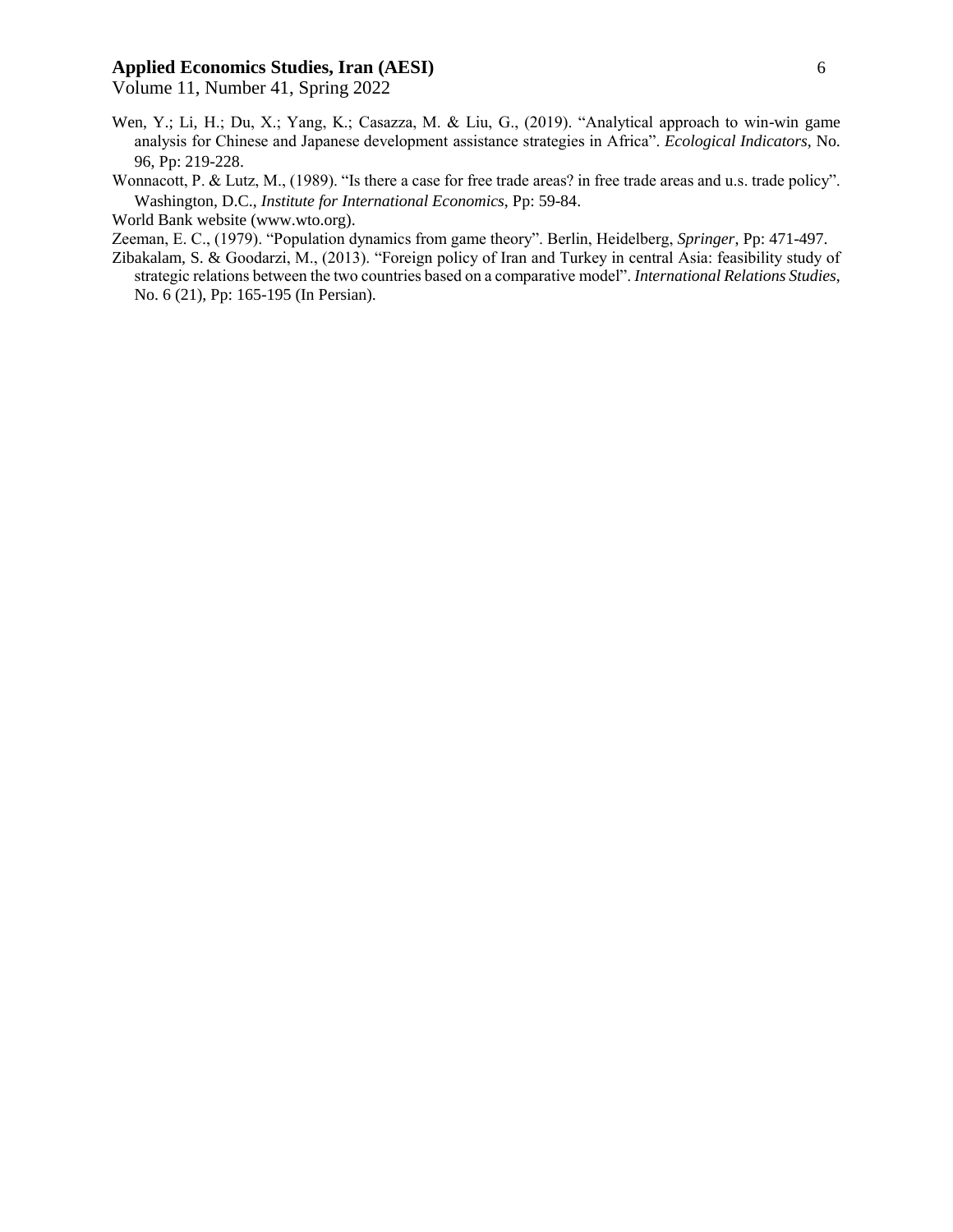Wen, Y.; Li, H.; Du, X.; Yang, K.; Casazza, M. & Liu, G., (2019). "Analytical approach to win-win game analysis for Chinese and Japanese development assistance strategies in Africa". *Ecological Indicators*, No. 96, Pp: 219-228.

Wonnacott, P. & Lutz, M., (1989). "Is there a case for free trade areas? in free trade areas and u.s. trade policy". Washington, D.C., *Institute for International Economics*, Pp: 59-84.

World Bank website (www.wto.org).

Zeeman, E. C., (1979). "Population dynamics from game theory". Berlin, Heidelberg, *Springer*, Pp: 471-497.

Zibakalam, S. & Goodarzi, M., (2013). "Foreign policy of Iran and Turkey in central Asia: feasibility study of strategic relations between the two countries based on a comparative model". *International Relations Studies*, No. 6 (21), Pp: 165-195 (In Persian).